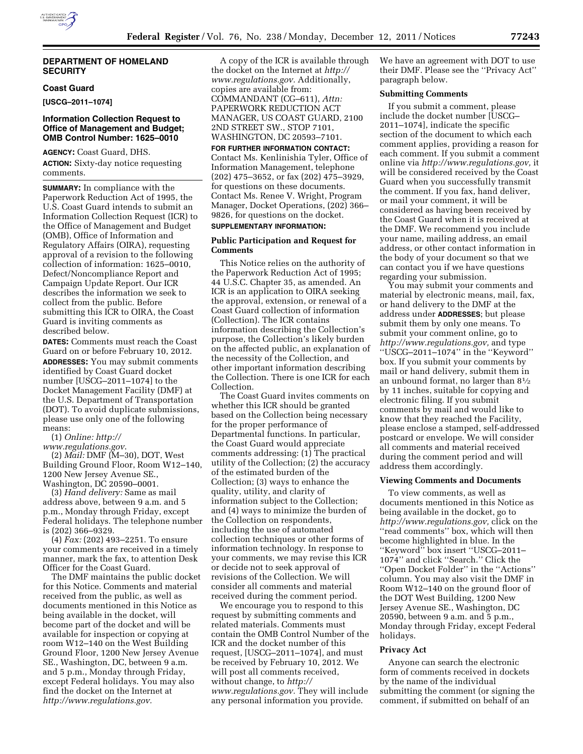## DEPARTMENT OF HOMELAND SECURITY

### Coast Guard

**[USCG–2011–1074]**

### Information Collection Request to Office of Management and Budget; OMB Control Number: 1625–0010

**AGENCY:** Coast Guard, DHS.

**ACTION:** Sixty-day notice requesting comments.

**SUMMARY:** In compliance with the Paperwork Reduction Act of 1995, the U.S. Coast Guard intends to submit an Information Collection Request (ICR) to the Office of Management and Budget (OMB), Office of Information and Regulatory Affairs (OIRA), requesting approval of a revision to the following collection of information: 1625–0010, Defect/Noncompliance Report and Campaign Update Report. Our ICR describes the information we seek to collect from the public. Before submitting this ICR to OIRA, the Coast Guard is inviting comments as described below.

**DATES:** Comments must reach the Coast Guard on or before February 10, 2012.

**ADDRESSES:** You may submit comments identified by Coast Guard docket number [USCG–2011–1074] to the Docket Management Facility (DMF) at the U.S. Department of Transportation (DOT). To avoid duplicate submissions, please use only one of the following means:

(1) *Online: http://www.regulations.gov*.

(2) *Mail:* DMF (M–30), DOT, West Building Ground Floor, Room W12–140, 1200 New Jersey Avenue SE., Washington, DC 20590–0001.

(3) *Hand delivery:* Same as mail address above, between 9 a.m. and 5 p.m., Monday through Friday, except Federal holidays. The telephone number is (202) 366–9329.

(4) *Fax:* (202) 493–2251. To ensure your comments are received in a timely manner, mark the fax, to attention Desk Officer for the Coast Guard.

The DMF maintains the public docket for this Notice. Comments and material received from the public, as well as documents mentioned in this Notice as being available in the docket, will become part of the docket and will be available for inspection or copying at room W12–140 on the West Building Ground Floor, 1200 New Jersey Avenue SE., Washington, DC, between 9 a.m. and 5 p.m., Monday through Friday, except Federal holidays. You may also find the docket on the Internet at *http://www.regulations.gov.*

A copy of the ICR is available through the docket on the Internet at *http://www.regulations.gov.* Additionally, copies are available from: COMMANDANT (CG–611), *Attn:* PAPERWORK REDUCTION ACT MANAGER, US COAST GUARD, 2100 2ND STREET SW., STOP 7101, WASHINGTON, DC 20593–7101.

**FOR FURTHER INFORMATION CONTACT:** Contact Ms. Kenlinishia Tyler, Office of Information Management, telephone (202) 475–3652, or fax (202) 475–3929, for questions on these documents. Contact Ms. Renee V. Wright, Program Manager, Docket Operations, (202) 366–9826, for questions on the docket.

**SUPPLEMENTARY INFORMATION:**

#### Public Participation and Request for Comments

This Notice relies on the authority of the Paperwork Reduction Act of 1995; 44 U.S.C. Chapter 35, as amended. An ICR is an application to OIRA seeking the approval, extension, or renewal of a Coast Guard collection of information (Collection). The ICR contains information describing the Collection's purpose, the Collection's likely burden on the affected public, an explanation of the necessity of the Collection, and other important information describing the Collection. There is one ICR for each Collection.

The Coast Guard invites comments on whether this ICR should be granted based on the Collection being necessary for the proper performance of Departmental functions. In particular, the Coast Guard would appreciate comments addressing: (1) The practical utility of the Collection; (2) the accuracy of the estimated burden of the Collection; (3) ways to enhance the quality, utility, and clarity of information subject to the Collection; and (4) ways to minimize the burden of the Collection on respondents, including the use of automated collection techniques or other forms of information technology. In response to your comments, we may revise this ICR or decide not to seek approval of revisions of the Collection. We will consider all comments and material received during the comment period.

We encourage you to respond to this request by submitting comments and related materials. Comments must contain the OMB Control Number of the ICR and the docket number of this request, [USCG–2011–1074], and must be received by February 10, 2012. We will post all comments received, without change, to *http://www.regulations.gov.* They will include any personal information you provide. We have an agreement with DOT to use their DMF. Please see the ''Privacy Act'' paragraph below.

#### Submitting Comments

If you submit a comment, please include the docket number [USCG–2011–1074], indicate the specific section of the document to which each comment applies, providing a reason for each comment. If you submit a comment online via *http://www.regulations.gov,* it will be considered received by the Coast Guard when you successfully transmit the comment. If you fax, hand deliver, or mail your comment, it will be considered as having been received by the Coast Guard when it is received at the DMF. We recommend you include your name, mailing address, an email address, or other contact information in the body of your document so that we can contact you if we have questions regarding your submission.

You may submit your comments and material by electronic means, mail, fax, or hand delivery to the DMF at the address under **ADDRESSES**; but please submit them by only one means. To submit your comment online, go to *http://www.regulations.gov,* and type ''USCG–2011–1074'' in the ''Keyword'' box. If you submit your comments by mail or hand delivery, submit them in an unbound format, no larger than 8½ by 11 inches, suitable for copying and electronic filing. If you submit comments by mail and would like to know that they reached the Facility, please enclose a stamped, self-addressed postcard or envelope. We will consider all comments and material received during the comment period and will address them accordingly.

#### Viewing Comments and Documents

To view comments, as well as documents mentioned in this Notice as being available in the docket, go to *http://www.regulations.gov,* click on the ''read comments'' box, which will then become highlighted in blue. In the ''Keyword'' box insert ''USCG–2011–1074'' and click ''Search.'' Click the ''Open Docket Folder'' in the ''Actions'' column. You may also visit the DMF in Room W12–140 on the ground floor of the DOT West Building, 1200 New Jersey Avenue SE., Washington, DC 20590, between 9 a.m. and 5 p.m., Monday through Friday, except Federal holidays.

#### Privacy Act

Anyone can search the electronic form of comments received in dockets by the name of the individual submitting the comment (or signing the comment, if submitted on behalf of an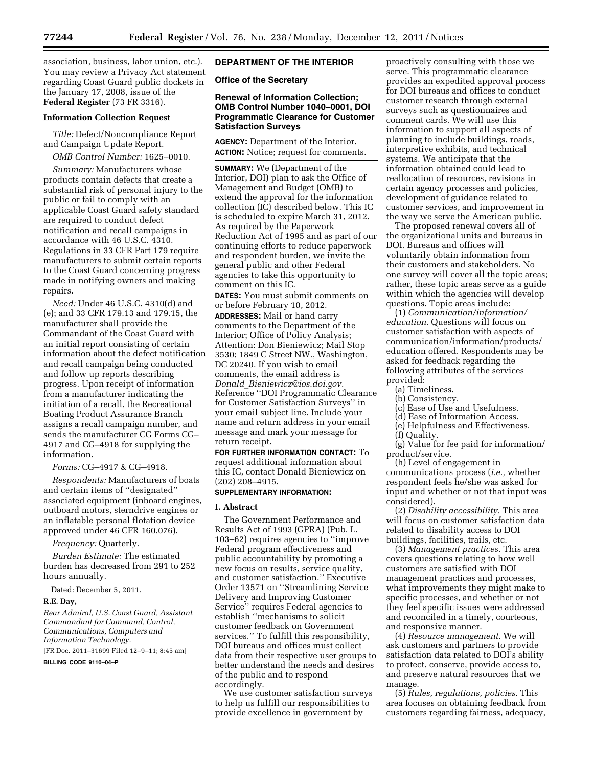association, business, labor union, etc.). You may review a Privacy Act statement regarding Coast Guard public dockets in the January 17, 2008, issue of the **Federal Register** (73 FR 3316).

### Information Collection Request

*Title:* Defect/Noncompliance Report and Campaign Update Report.

*OMB Control Number:* 1625–0010.

*Summary:* Manufacturers whose products contain defects that create a substantial risk of personal injury to the public or fail to comply with an applicable Coast Guard safety standard are required to conduct defect notification and recall campaigns in accordance with 46 U.S.C. 4310. Regulations in 33 CFR Part 179 require manufacturers to submit certain reports to the Coast Guard concerning progress made in notifying owners and making repairs.

*Need:* Under 46 U.S.C. 4310(d) and (e); and 33 CFR 179.13 and 179.15, the manufacturer shall provide the Commandant of the Coast Guard with an initial report consisting of certain information about the defect notification and recall campaign being conducted and follow up reports describing progress. Upon receipt of information from a manufacturer indicating the initiation of a recall, the Recreational Boating Product Assurance Branch assigns a recall campaign number, and sends the manufacturer CG Forms CG–4917 and CG–4918 for supplying the information.

*Forms:* CG–4917 & CG–4918.

*Respondents:* Manufacturers of boats and certain items of ''designated'' associated equipment (inboard engines, outboard motors, sterndrive engines or an inflatable personal flotation device approved under 46 CFR 160.076).

*Frequency:* Quarterly.

*Burden Estimate:* The estimated burden has decreased from 291 to 252 hours annually.

Dated: December 5, 2011.

**R.E. Day,**

*Rear Admiral, U.S. Coast Guard, Assistant Commandant for Command, Control, Communications, Computers and Information Technology.*

[FR Doc. 2011–31699 Filed 12–9–11; 8:45 am]

**BILLING CODE 9110–04–P**

## DEPARTMENT OF THE INTERIOR

### Office of the Secretary

### Renewal of Information Collection; OMB Control Number 1040–0001, DOI Programmatic Clearance for Customer Satisfaction Surveys

**AGENCY:** Department of the Interior.

**ACTION:** Notice; request for comments.

**SUMMARY:** We (Department of the Interior, DOI) plan to ask the Office of Management and Budget (OMB) to extend the approval for the information collection (IC) described below. This IC is scheduled to expire March 31, 2012. As required by the Paperwork Reduction Act of 1995 and as part of our continuing efforts to reduce paperwork and respondent burden, we invite the general public and other Federal agencies to take this opportunity to comment on this IC.

**DATES:** You must submit comments on or before February 10, 2012.

**ADDRESSES:** Mail or hand carry comments to the Department of the Interior; Office of Policy Analysis; Attention: Don Bieniewicz; Mail Stop 3530; 1849 C Street NW., Washington, DC 20240. If you wish to email comments, the email address is *Donald_Bieniewicz@ios.doi.gov.* Reference ''DOI Programmatic Clearance for Customer Satisfaction Surveys'' in your email subject line. Include your name and return address in your email message and mark your message for return receipt.

**FOR FURTHER INFORMATION CONTACT:** To request additional information about this IC, contact Donald Bieniewicz on (202) 208–4915.

**SUPPLEMENTARY INFORMATION:**

### I. Abstract

The Government Performance and Results Act of 1993 (GPRA) (Pub. L. 103–62) requires agencies to ''improve Federal program effectiveness and public accountability by promoting a new focus on results, service quality, and customer satisfaction.'' Executive Order 13571 on ''Streamlining Service Delivery and Improving Customer Service'' requires Federal agencies to establish ''mechanisms to solicit customer feedback on Government services.'' To fulfill this responsibility, DOI bureaus and offices must collect data from their respective user groups to better understand the needs and desires of the public and to respond accordingly.

We use customer satisfaction surveys to help us fulfill our responsibilities to provide excellence in government by proactively consulting with those we serve. This programmatic clearance provides an expedited approval process for DOI bureaus and offices to conduct customer research through external surveys such as questionnaires and comment cards. We will use this information to support all aspects of planning to include buildings, roads, interpretive exhibits, and technical systems. We anticipate that the information obtained could lead to reallocation of resources, revisions in certain agency processes and policies, development of guidance related to customer services, and improvement in the way we serve the American public.

The proposed renewal covers all of the organizational units and bureaus in DOI. Bureaus and offices will voluntarily obtain information from their customers and stakeholders. No one survey will cover all the topic areas; rather, these topic areas serve as a guide within which the agencies will develop questions. Topic areas include:

(1) *Communication/information/education.* Questions will focus on customer satisfaction with aspects of communication/information/products/education offered. Respondents may be asked for feedback regarding the following attributes of the services provided:

(a) Timeliness.

(b) Consistency.

(c) Ease of Use and Usefulness.

(d) Ease of Information Access.

(e) Helpfulness and Effectiveness.

(f) Quality.

(g) Value for fee paid for information/product/service.

(h) Level of engagement in communications process (*i.e.,* whether respondent feels he/she was asked for input and whether or not that input was considered).

(2) *Disability accessibility.* This area will focus on customer satisfaction data related to disability access to DOI buildings, facilities, trails, etc.

(3) *Management practices.* This area covers questions relating to how well customers are satisfied with DOI management practices and processes, what improvements they might make to specific processes, and whether or not they feel specific issues were addressed and reconciled in a timely, courteous, and responsive manner.

(4) *Resource management.* We will ask customers and partners to provide satisfaction data related to DOI's ability to protect, conserve, provide access to, and preserve natural resources that we manage.

(5) *Rules, regulations, policies.* This area focuses on obtaining feedback from customers regarding fairness, adequacy,